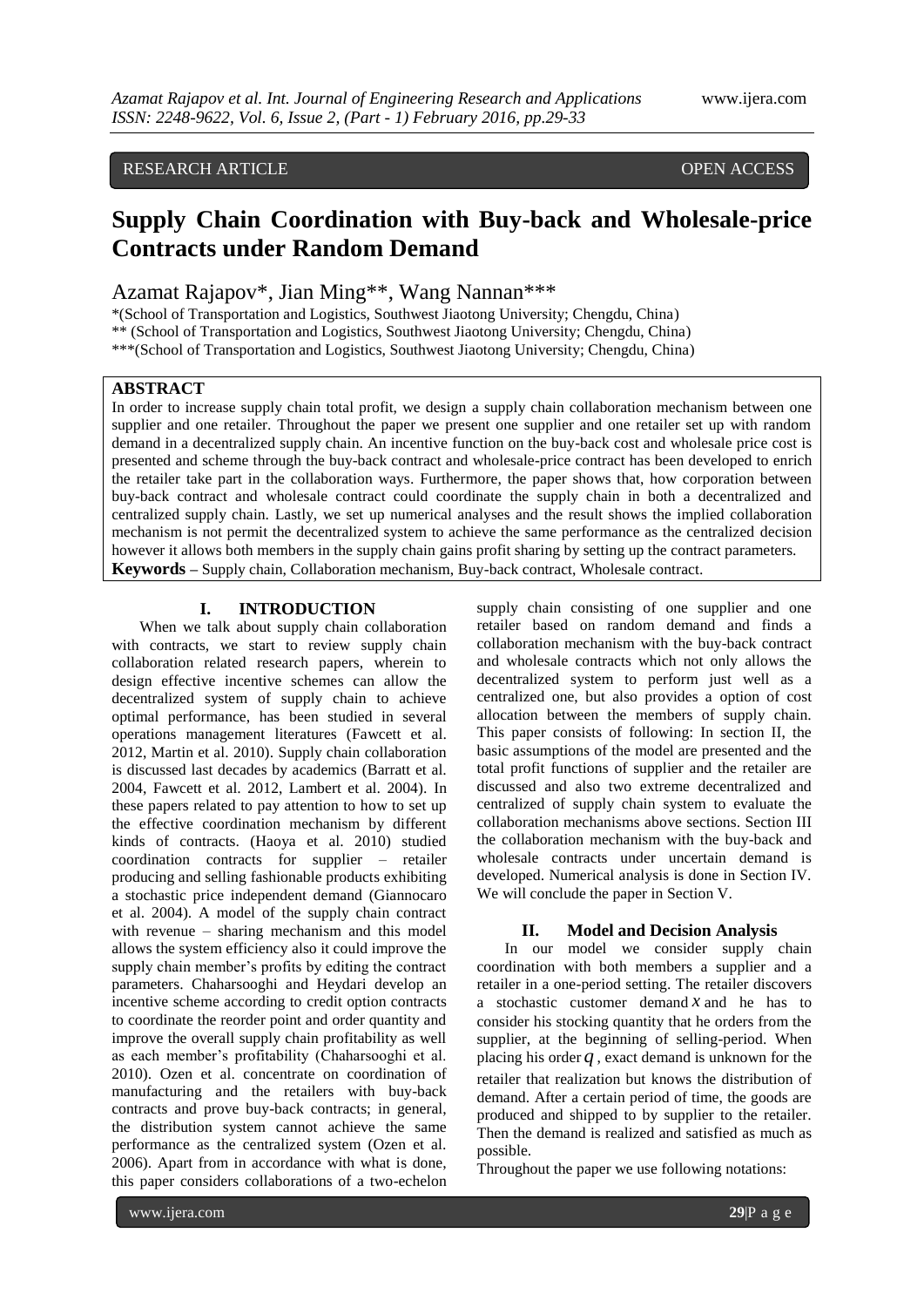RESEARCH ARTICLE OPEN ACCESS

# Supply Chain Coordination with Buy-back and Wholesale-price Contracts under Random Demand

Azamat Rajapov*, Jian Ming**, Wang Nannan***

*(School of Transportation and Logistics, Southwest Jiaotong University; Chengdu, China)
** (School of Transportation and Logistics, Southwest Jiaotong University; Chengdu, China)
***(School of Transportation and Logistics, Southwest Jiaotong University; Chengdu, China)

## ABSTRACT

In order to increase supply chain total profit, we design a supply chain collaboration mechanism between one supplier and one retailer. Throughout the paper we present one supplier and one retailer set up with random demand in a decentralized supply chain. An incentive function on the buy-back cost and wholesale price cost is presented and scheme through the buy-back contract and wholesale-price contract has been developed to enrich the retailer take part in the collaboration ways. Furthermore, the paper shows that, how corporation between buy-back contract and wholesale contract could coordinate the supply chain in both a decentralized and centralized supply chain. Lastly, we set up numerical analyses and the result shows the implied collaboration mechanism is not permit the decentralized system to achieve the same performance as the centralized decision however it allows both members in the supply chain gains profit sharing by setting up the contract parameters.

**Keywords –** Supply chain, Collaboration mechanism, Buy-back contract, Wholesale contract.

## I. INTRODUCTION

When we talk about supply chain collaboration with contracts, we start to review supply chain collaboration related research papers, wherein to design effective incentive schemes can allow the decentralized system of supply chain to achieve optimal performance, has been studied in several operations management literatures (Fawcett et al. 2012, Martin et al. 2010). Supply chain collaboration is discussed last decades by academics (Barratt et al. 2004, Fawcett et al. 2012, Lambert et al. 2004). In these papers related to pay attention to how to set up the effective coordination mechanism by different kinds of contracts. (Haoya et al. 2010) studied coordination contracts for supplier – retailer producing and selling fashionable products exhibiting a stochastic price independent demand (Giannocaro et al. 2004). A model of the supply chain contract with revenue – sharing mechanism and this model allows the system efficiency also it could improve the supply chain member's profits by editing the contract parameters. Chaharsooghi and Heydari develop an incentive scheme according to credit option contracts to coordinate the reorder point and order quantity and improve the overall supply chain profitability as well as each member's profitability (Chaharsooghi et al. 2010). Ozen et al. concentrate on coordination of manufacturing and the retailers with buy-back contracts and prove buy-back contracts; in general, the distribution system cannot achieve the same performance as the centralized system (Ozen et al. 2006). Apart from in accordance with what is done, this paper considers collaborations of a two-echelon supply chain consisting of one supplier and one retailer based on random demand and finds a collaboration mechanism with the buy-back contract and wholesale contracts which not only allows the decentralized system to perform just well as a centralized one, but also provides a option of cost allocation between the members of supply chain. This paper consists of following: In section II, the basic assumptions of the model are presented and the total profit functions of supplier and the retailer are discussed and also two extreme decentralized and centralized of supply chain system to evaluate the collaboration mechanisms above sections. Section III the collaboration mechanism with the buy-back and wholesale contracts under uncertain demand is developed. Numerical analysis is done in Section IV. We will conclude the paper in Section V.

## II. Model and Decision Analysis

In our model we consider supply chain coordination with both members a supplier and a retailer in a one-period setting. The retailer discovers a stochastic customer demand $x$ and he has to consider his stocking quantity that he orders from the supplier, at the beginning of selling-period. When placing his order $q$, exact demand is unknown for the retailer that realization but knows the distribution of demand. After a certain period of time, the goods are produced and shipped to by supplier to the retailer. Then the demand is realized and satisfied as much as possible.

Throughout the paper we use following notations: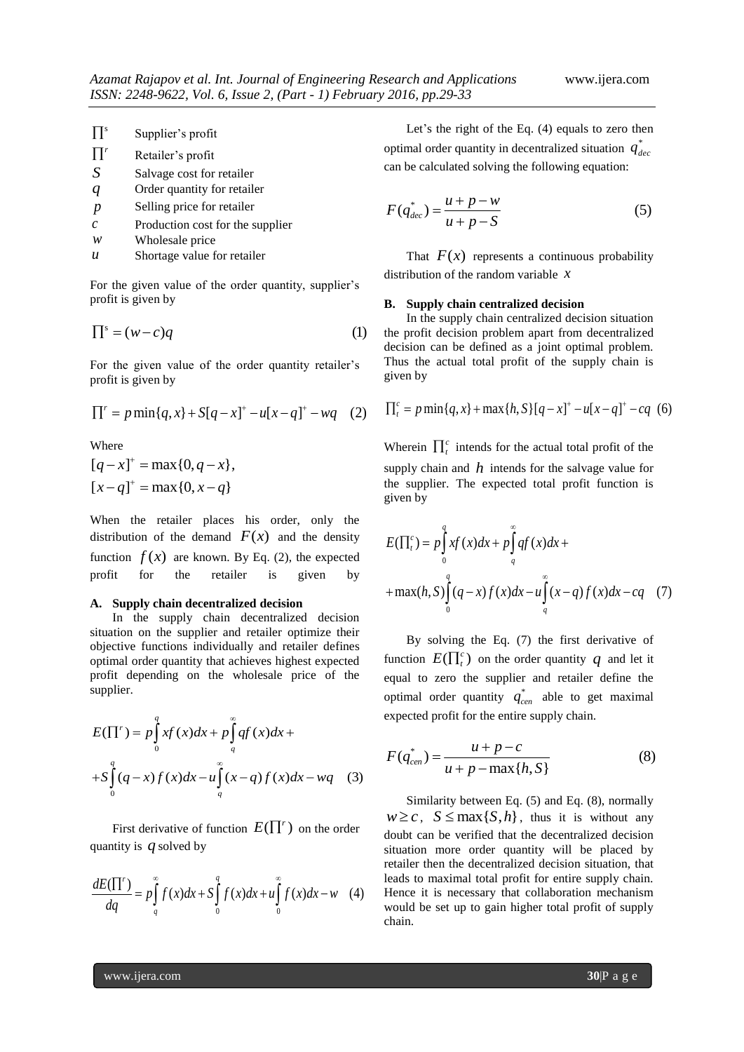| | |
|---|---|
| $\prod^s$ | Supplier's profit |
| $\prod^r$ | Retailer's profit |
| $S$ | Salvage cost for retailer |
| $q$ | Order quantity for retailer |
| $p$ | Selling price for retailer |
| $c$ | Production cost for the supplier |
| $w$ | Wholesale price |
| $u$ | Shortage value for retailer |

For the given value of the order quantity, supplier's profit is given by

$$\prod^s = (w-c)q \tag{1}$$

For the given value of the order quantity retailer's profit is given by

$$\prod^r = p\min\{q,x\} + S[q-x]^+ - u[x-q]^+ - wq \tag{2}$$

Where

$[q-x]^+ = \max\{0, q-x\}$,

$[x-q]^+ = \max\{0, x-q\}$

When the retailer places his order, only the distribution of the demand $F(x)$ and the density function $f(x)$ are known. By Eq. (2), the expected profit for the retailer is given by

### A. Supply chain decentralized decision

In the supply chain decentralized decision situation on the supplier and retailer optimize their objective functions individually and retailer defines optimal order quantity that achieves highest expected profit depending on the wholesale price of the supplier.

$$E(\prod^r) = p\int_0^q xf(x)dx + p\int_q^\infty qf(x)dx + \\ + S\int_0^q (q-x)f(x)dx - u\int_q^\infty (x-q)f(x)dx - wq \tag{3}$$

First derivative of function $E(\prod^r)$ on the order quantity is $q$ solved by

$$\frac{dE(\prod^r)}{dq} = p\int_q^\infty f(x)dx + S\int_0^q f(x)dx + u\int_0^\infty f(x)dx - w \tag{4}$$

Let's the right of the Eq. (4) equals to zero then optimal order quantity in decentralized situation $q^*_{dec}$ can be calculated solving the following equation:

$$F(q^*_{dec}) = \frac{u+p-w}{u+p-S} \tag{5}$$

That $F(x)$ represents a continuous probability distribution of the random variable $x$

### B. Supply chain centralized decision

In the supply chain centralized decision situation the profit decision problem apart from decentralized decision can be defined as a joint optimal problem. Thus the actual total profit of the supply chain is given by

$$\prod_t^c = p\min\{q,x\} + \max\{h,S\}[q-x]^+ - u[x-q]^+ - cq \tag{6}$$

Wherein $\prod_t^c$ intends for the actual total profit of the supply chain and $h$ intends for the salvage value for the supplier. The expected total profit function is given by

$$E(\prod_t^c) = p\int_0^q xf(x)dx + p\int_q^\infty qf(x)dx + \\ + \max(h,S)\int_0^q (q-x)f(x)dx - u\int_q^\infty (x-q)f(x)dx - cq \tag{7}$$

By solving the Eq. (7) the first derivative of function $E(\prod_t^c)$ on the order quantity $q$ and let it equal to zero the supplier and retailer define the optimal order quantity $q^*_{cen}$ able to get maximal expected profit for the entire supply chain.

$$F(q^*_{cen}) = \frac{u+p-c}{u+p-\max\{h,S\}} \tag{8}$$

Similarity between Eq. (5) and Eq. (8), normally $w \geq c$, $S \leq \max\{S,h\}$, thus it is without any doubt can be verified that the decentralized decision situation more order quantity will be placed by retailer then the decentralized decision situation, that leads to maximal total profit for entire supply chain. Hence it is necessary that collaboration mechanism would be set up to gain higher total profit of supply chain.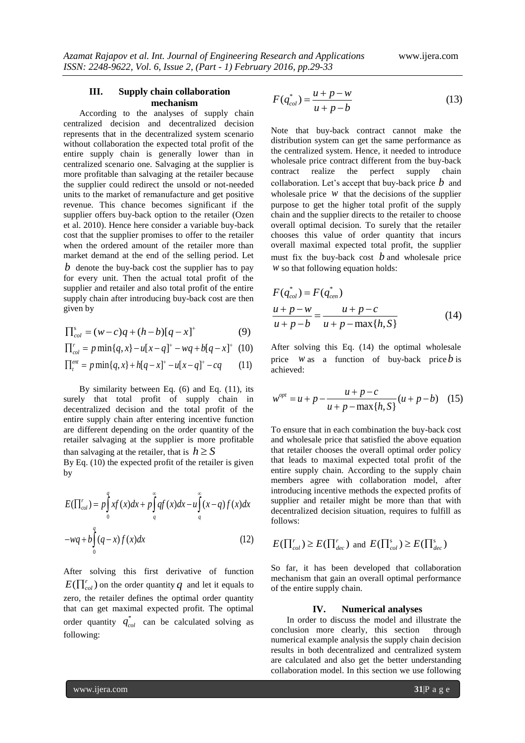## III. Supply chain collaboration mechanism

According to the analyses of supply chain centralized decision and decentralized decision represents that in the decentralized system scenario without collaboration the expected total profit of the entire supply chain is generally lower than in centralized scenario one. Salvaging at the supplier is more profitable than salvaging at the retailer because the supplier could redirect the unsold or not-needed units to the market of remanufacture and get positive revenue. This chance becomes significant if the supplier offers buy-back option to the retailer (Ozen et al. 2010). Hence here consider a variable buy-back cost that the supplier promises to offer to the retailer when the ordered amount of the retailer more than market demand at the end of the selling period. Let $b$ denote the buy-back cost the supplier has to pay for every unit. Then the actual total profit of the supplier and retailer and also total profit of the entire supply chain after introducing buy-back cost are then given by

$$\prod_{col}^{s} = (w-c)q + (h-b)[q-x]^{+} \quad (9)$$

$$\prod_{col}^{r} = p\min\{q,x\} - u[x-q]^{+} - wq + b[q-x]^{+} \quad (10)$$

$$\prod_{t}^{ent} = p\min\{q,x\} + h[q-x]^{+} - u[x-q]^{+} - cq \quad (11)$$

By similarity between Eq. (6) and Eq. (11), its surely that total profit of supply chain in decentralized decision and the total profit of the entire supply chain after entering incentive function are different depending on the order quantity of the retailer salvaging at the supplier is more profitable than salvaging at the retailer, that is $h \geq S$

By Eq. (10) the expected profit of the retailer is given by

$$E(\prod_{col}^{r}) = p\int_{0}^{q} xf(x)dx + p\int_{q}^{\infty} qf(x)dx - u\int_{q}^{\infty}(x-q)f(x)dx$$

$$-wq + b\int_{0}^{q}(q-x)f(x)dx \quad (12)$$

After solving this first derivative of function $E(\prod_{col}^{r})$ on the order quantity $q$ and let it equals to zero, the retailer defines the optimal order quantity that can get maximal expected profit. The optimal order quantity $q_{col}^{*}$ can be calculated solving as following:

$$F(q_{col}^{*}) = \frac{u+p-w}{u+p-b} \quad (13)$$

Note that buy-back contract cannot make the distribution system can get the same performance as the centralized system. Hence, it needed to introduce wholesale price contract different from the buy-back contract realize the perfect supply chain collaboration. Let's accept that buy-back price $b$ and wholesale price $w$ that the decisions of the supplier purpose to get the higher total profit of the supply chain and the supplier directs to the retailer to choose overall optimal decision. To surely that the retailer chooses this value of order quantity that incurs overall maximal expected total profit, the supplier must fix the buy-back cost $b$ and wholesale price $w$ so that following equation holds:

$$F(q_{col}^{*}) = F(q_{cen}^{*})$$

$$\frac{u+p-w}{u+p-b} = \frac{u+p-c}{u+p-\max\{h,S\}} \quad (14)$$

After solving this Eq. (14) the optimal wholesale price $w$ as a function of buy-back price $b$ is achieved:

$$w^{opt} = u+p-\frac{u+p-c}{u+p-\max\{h,S\}}(u+p-b) \quad (15)$$

To ensure that in each combination the buy-back cost and wholesale price that satisfied the above equation that retailer chooses the overall optimal order policy that leads to maximal expected total profit of the entire supply chain. According to the supply chain members agree with collaboration model, after introducing incentive methods the expected profits of supplier and retailer might be more than that with decentralized decision situation, requires to fulfill as follows:

$E(\prod_{col}^{r}) \geq E(\prod_{dec}^{r})$ and $E(\prod_{col}^{s}) \geq E(\prod_{dec}^{s})$

So far, it has been developed that collaboration mechanism that gain an overall optimal performance of the entire supply chain.

## IV. Numerical analyses

In order to discuss the model and illustrate the conclusion more clearly, this section through numerical example analysis the supply chain decision results in both decentralized and centralized system are calculated and also get the better understanding collaboration model. In this section we use following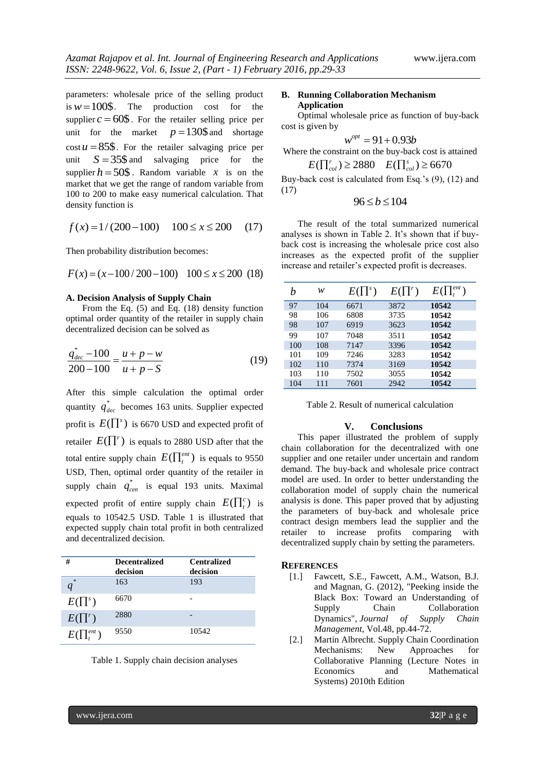parameters: wholesale price of the selling product is $w = 100\$$. The production cost for the supplier $c = 60\$$. For the retailer selling price per unit for the market $p = 130\$$ and shortage cost $u = 85\$$. For the retailer salvaging price per unit $S = 35\$$ and salvaging price for the supplier $h = 50\$$. Random variable $x$ is on the market that we get the range of random variable from 100 to 200 to make easy numerical calculation. That density function is

$$f(x) = 1/(200-100) \quad 100 \le x \le 200 \quad (17)$$

Then probability distribution becomes:

$$F(x) = (x - 100/200 - 100) \quad 100 \le x \le 200 \quad (18)$$

### A. Decision Analysis of Supply Chain

From the Eq. (5) and Eq. (18) density function optimal order quantity of the retailer in supply chain decentralized decision can be solved as

$$\frac{q^{*}_{dec} - 100}{200 - 100} = \frac{u + p - w}{u + p - S} \quad (19)$$

After this simple calculation the optimal order quantity $q^{*}_{dec}$ becomes 163 units. Supplier expected profit is $E(\prod^{s})$ is 6670 USD and expected profit of retailer $E(\prod^{r})$ is equals to 2880 USD after that the total entire supply chain $E(\prod^{ent}_{t})$ is equals to 9550 USD, Then, optimal order quantity of the retailer in supply chain $q^{*}_{cen}$ is equal 193 units. Maximal expected profit of entire supply chain $E(\prod^{c}_{t})$ is equals to 10542.5 USD. Table 1 is illustrated that expected supply chain total profit in both centralized and decentralized decision.

| # | Decentralized decision | Centralized decision |
|---|---|---|
| $q^{*}$ | 163 | 193 |
| $E(\prod^{s})$ | 6670 | - |
| $E(\prod^{r})$ | 2880 | - |
| $E(\prod^{ent}_{t})$ | 9550 | 10542 |

Table 1. Supply chain decision analyses

### B. Running Collaboration Mechanism Application

Optimal wholesale price as function of buy-back cost is given by

$$w^{opt} = 91 + 0.93b$$

Where the constraint on the buy-back cost is attained

$$E(\prod^{r}_{col}) \ge 2880 \quad E(\prod^{s}_{col}) \ge 6670$$

Buy-back cost is calculated from Esq.'s (9), (12) and (17)

$$96 \le b \le 104$$

The result of the total summarized numerical analyses is shown in Table 2. It's shown that if buy-back cost is increasing the wholesale price cost also increases as the expected profit of the supplier increase and retailer's expected profit is decreases.

| $b$ | $w$ | $E(\prod^{s})$ | $E(\prod^{r})$ | $E(\prod^{ent}_{t})$ |
|---|---|---|---|---|
| 97 | 104 | 6671 | 3872 | **10542** |
| 98 | 106 | 6808 | 3735 | **10542** |
| 98 | 107 | 6919 | 3623 | **10542** |
| 99 | 107 | 7048 | 3511 | **10542** |
| 100 | 108 | 7147 | 3396 | **10542** |
| 101 | 109 | 7246 | 3283 | **10542** |
| 102 | 110 | 7374 | 3169 | **10542** |
| 103 | 110 | 7502 | 3055 | **10542** |
| 104 | 111 | 7601 | 2942 | **10542** |

Table 2. Result of numerical calculation

## V. Conclusions

This paper illustrated the problem of supply chain collaboration for the decentralized with one supplier and one retailer under uncertain and random demand. The buy-back and wholesale price contract model are used. In order to better understanding the collaboration model of supply chain the numerical analysis is done. This paper proved that by adjusting the parameters of buy-back and wholesale price contract design members lead the supplier and the retailer to increase profits comparing with decentralized supply chain by setting the parameters.

## References

[1.] Fawcett, S.E., Fawcett, A.M., Watson, B.J. and Magnan, G. (2012), "Peeking inside the Black Box: Toward an Understanding of Supply Chain Collaboration Dynamics", *Journal of Supply Chain Management*, Vol.48, pp.44-72.

[2.] Martin Albrecht. Supply Chain Coordination Mechanisms: New Approaches for Collaborative Planning (Lecture Notes in Economics and Mathematical Systems) 2010th Edition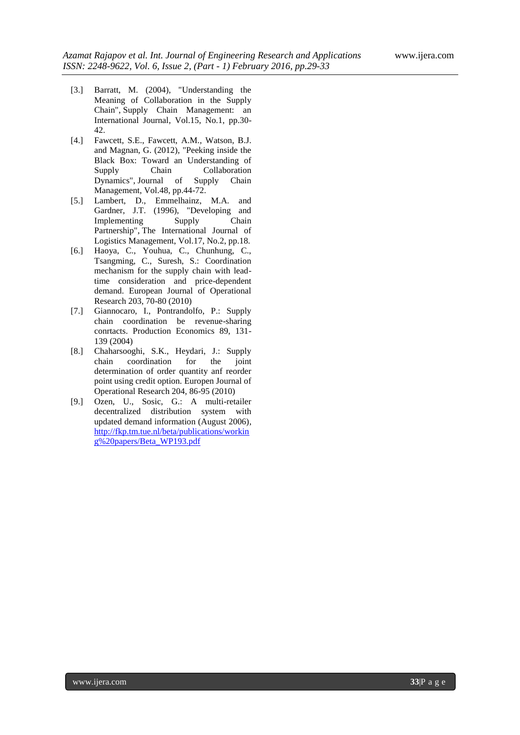[3.] Barratt, M. (2004), "Understanding the Meaning of Collaboration in the Supply Chain", Supply Chain Management: an International Journal, Vol.15, No.1, pp.30-42.

[4.] Fawcett, S.E., Fawcett, A.M., Watson, B.J. and Magnan, G. (2012), "Peeking inside the Black Box: Toward an Understanding of Supply Chain Collaboration Dynamics", Journal of Supply Chain Management, Vol.48, pp.44-72.

[5.] Lambert, D., Emmelhainz, M.A. and Gardner, J.T. (1996), "Developing and Implementing Supply Chain Partnership", The International Journal of Logistics Management, Vol.17, No.2, pp.18.

[6.] Haoya, C., Youhua, C., Chunhung, C., Tsangming, C., Suresh, S.: Coordination mechanism for the supply chain with lead-time consideration and price-dependent demand. European Journal of Operational Research 203, 70-80 (2010)

[7.] Giannocaro, I., Pontrandolfo, P.: Supply chain coordination be revenue-sharing conrtacts. Production Economics 89, 131-139 (2004)

[8.] Chaharsooghi, S.K., Heydari, J.: Supply chain coordination for the joint determination of order quantity anf reorder point using credit option. Europen Journal of Operational Research 204, 86-95 (2010)

[9.] Ozen, U., Sosic, G.: A multi-retailer decentralized distribution system with updated demand information (August 2006), http://fkp.tm.tue.nl/beta/publications/working%20papers/Beta_WP193.pdf